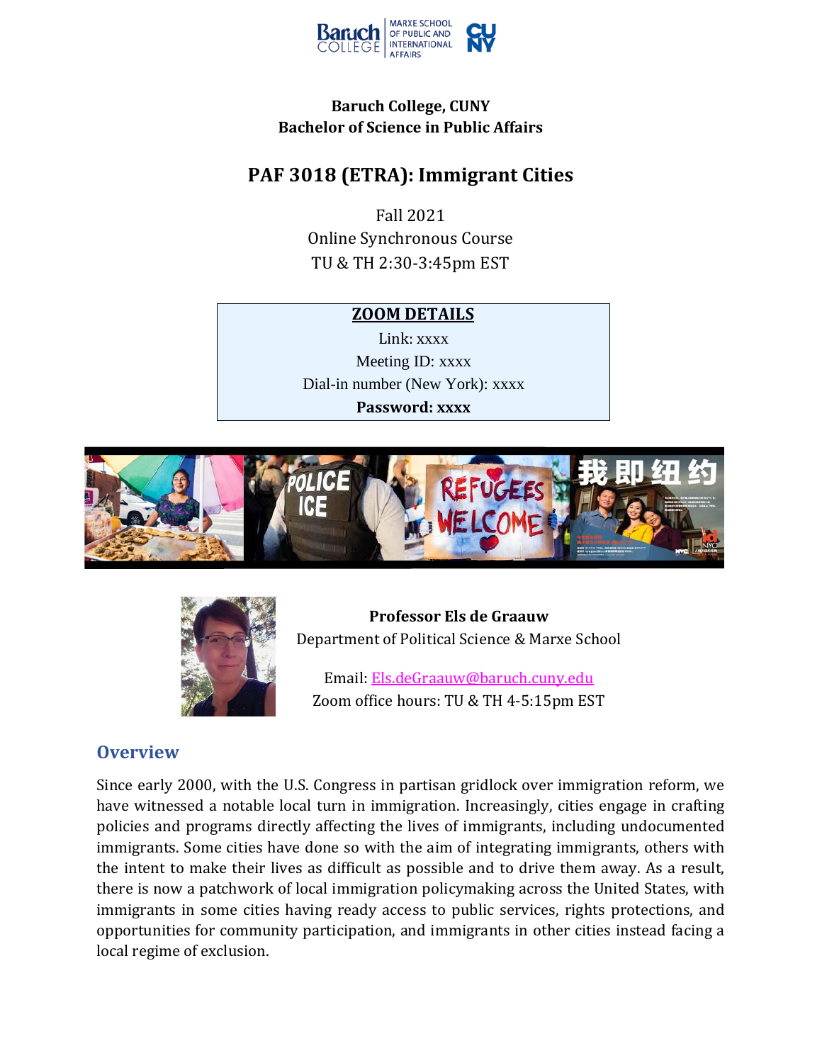**Baruch College, CUNY**
**Bachelor of Science in Public Affairs**

# PAF 3018 (ETRA): Immigrant Cities

Fall 2021
Online Synchronous Course
TU & TH 2:30-3:45pm EST

**ZOOM DETAILS**

Link: xxxx
Meeting ID: xxxx
Dial-in number (New York): xxxx
**Password: xxxx**

**Professor Els de Graauw**
Department of Political Science & Marxe School

Email: Els.deGraauw@baruch.cuny.edu
Zoom office hours: TU & TH 4-5:15pm EST

## Overview

Since early 2000, with the U.S. Congress in partisan gridlock over immigration reform, we have witnessed a notable local turn in immigration. Increasingly, cities engage in crafting policies and programs directly affecting the lives of immigrants, including undocumented immigrants. Some cities have done so with the aim of integrating immigrants, others with the intent to make their lives as difficult as possible and to drive them away. As a result, there is now a patchwork of local immigration policymaking across the United States, with immigrants in some cities having ready access to public services, rights protections, and opportunities for community participation, and immigrants in other cities instead facing a local regime of exclusion.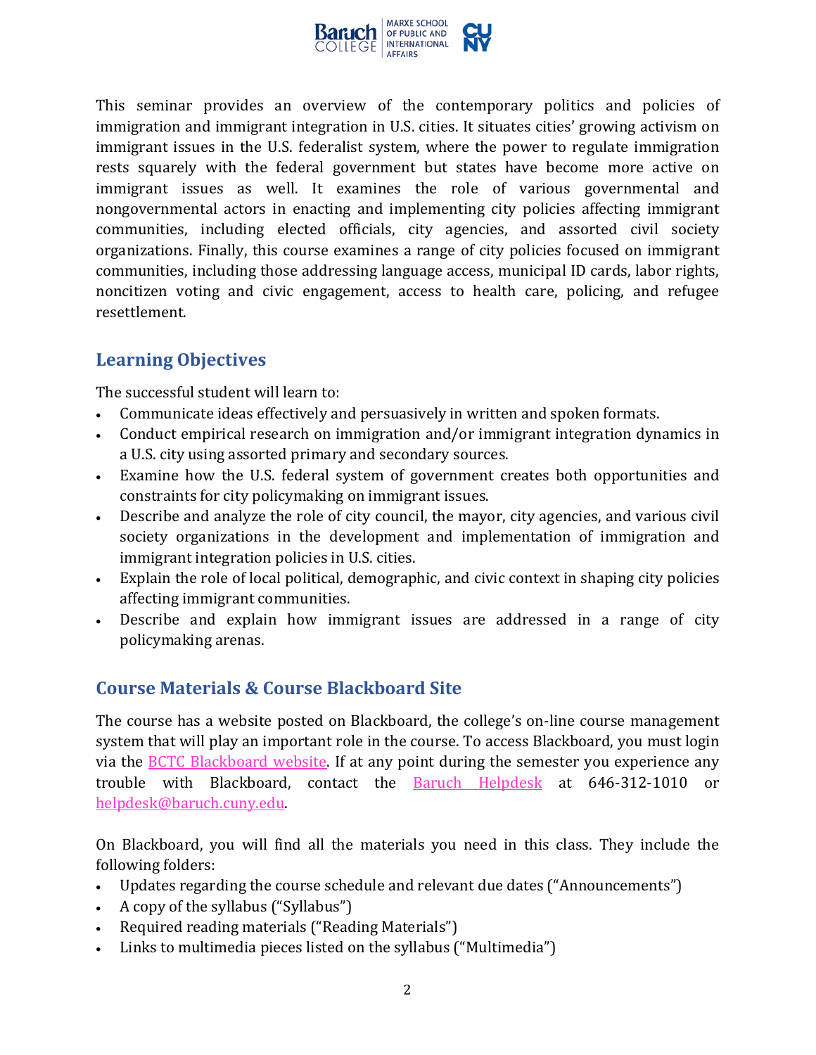This seminar provides an overview of the contemporary politics and policies of immigration and immigrant integration in U.S. cities. It situates cities' growing activism on immigrant issues in the U.S. federalist system, where the power to regulate immigration rests squarely with the federal government but states have become more active on immigrant issues as well. It examines the role of various governmental and nongovernmental actors in enacting and implementing city policies affecting immigrant communities, including elected officials, city agencies, and assorted civil society organizations. Finally, this course examines a range of city policies focused on immigrant communities, including those addressing language access, municipal ID cards, labor rights, noncitizen voting and civic engagement, access to health care, policing, and refugee resettlement.

## Learning Objectives

The successful student will learn to:

- Communicate ideas effectively and persuasively in written and spoken formats.
- Conduct empirical research on immigration and/or immigrant integration dynamics in a U.S. city using assorted primary and secondary sources.
- Examine how the U.S. federal system of government creates both opportunities and constraints for city policymaking on immigrant issues.
- Describe and analyze the role of city council, the mayor, city agencies, and various civil society organizations in the development and implementation of immigration and immigrant integration policies in U.S. cities.
- Explain the role of local political, demographic, and civic context in shaping city policies affecting immigrant communities.
- Describe and explain how immigrant issues are addressed in a range of city policymaking arenas.

## Course Materials & Course Blackboard Site

The course has a website posted on Blackboard, the college's on-line course management system that will play an important role in the course. To access Blackboard, you must login via the BCTC Blackboard website. If at any point during the semester you experience any trouble with Blackboard, contact the Baruch Helpdesk at 646-312-1010 or helpdesk@baruch.cuny.edu.

On Blackboard, you will find all the materials you need in this class. They include the following folders:

- Updates regarding the course schedule and relevant due dates ("Announcements")
- A copy of the syllabus ("Syllabus")
- Required reading materials ("Reading Materials")
- Links to multimedia pieces listed on the syllabus ("Multimedia")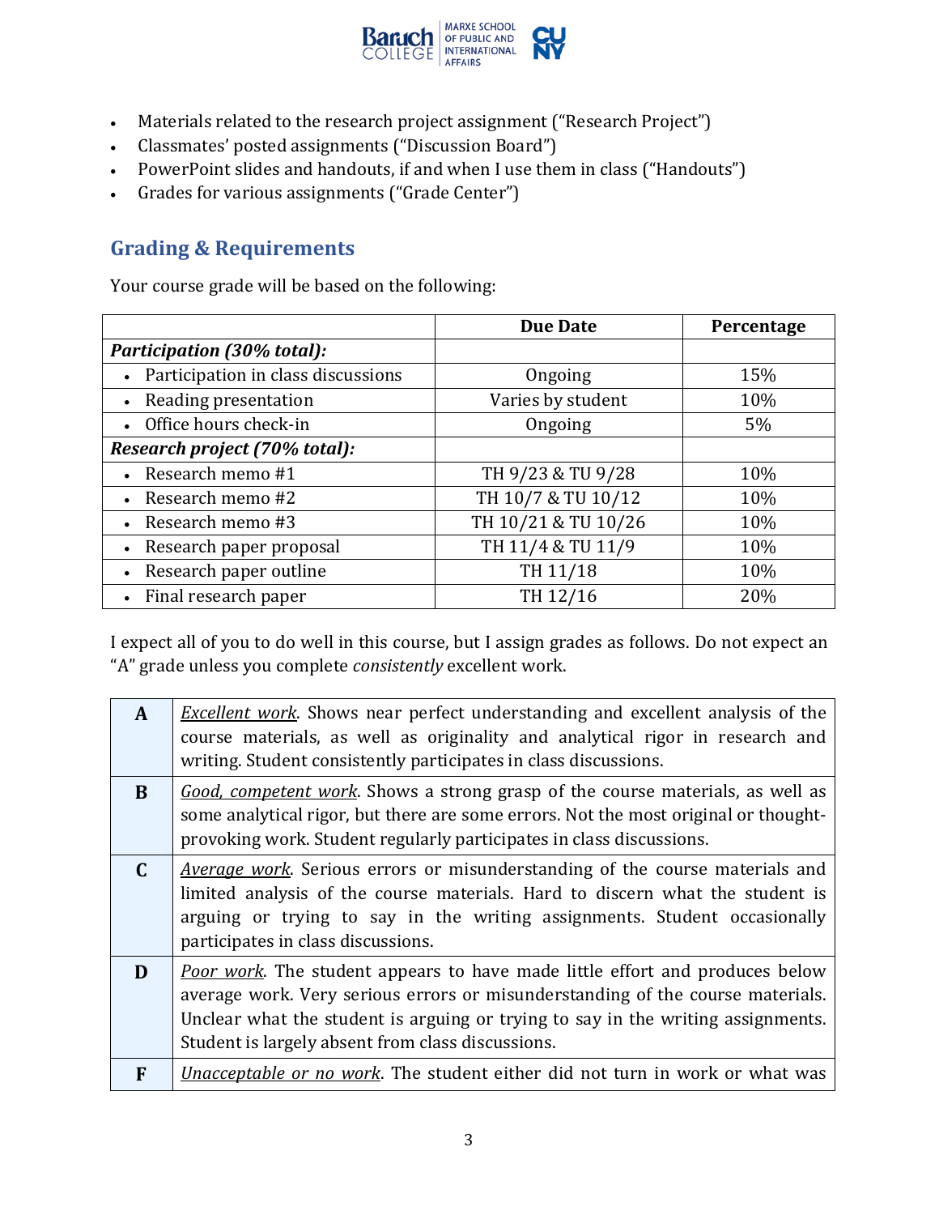- Materials related to the research project assignment ("Research Project")
- Classmates' posted assignments ("Discussion Board")
- PowerPoint slides and handouts, if and when I use them in class ("Handouts")
- Grades for various assignments ("Grade Center")

## Grading & Requirements

Your course grade will be based on the following:

| | Due Date | Percentage |
|---|---|---|
| ***Participation (30% total):*** | | |
| • Participation in class discussions | Ongoing | 15% |
| • Reading presentation | Varies by student | 10% |
| • Office hours check-in | Ongoing | 5% |
| ***Research project (70% total):*** | | |
| • Research memo #1 | TH 9/23 & TU 9/28 | 10% |
| • Research memo #2 | TH 10/7 & TU 10/12 | 10% |
| • Research memo #3 | TH 10/21 & TU 10/26 | 10% |
| • Research paper proposal | TH 11/4 & TU 11/9 | 10% |
| • Research paper outline | TH 11/18 | 10% |
| • Final research paper | TH 12/16 | 20% |

I expect all of you to do well in this course, but I assign grades as follows. Do not expect an "A" grade unless you complete *consistently* excellent work.

| | |
|---|---|
| **A** | *Excellent work*. Shows near perfect understanding and excellent analysis of the course materials, as well as originality and analytical rigor in research and writing. Student consistently participates in class discussions. |
| **B** | *Good, competent work*. Shows a strong grasp of the course materials, as well as some analytical rigor, but there are some errors. Not the most original or thought-provoking work. Student regularly participates in class discussions. |
| **C** | *Average work*. Serious errors or misunderstanding of the course materials and limited analysis of the course materials. Hard to discern what the student is arguing or trying to say in the writing assignments. Student occasionally participates in class discussions. |
| **D** | *Poor work*. The student appears to have made little effort and produces below average work. Very serious errors or misunderstanding of the course materials. Unclear what the student is arguing or trying to say in the writing assignments. Student is largely absent from class discussions. |
| **F** | *Unacceptable or no work*. The student either did not turn in work or what was |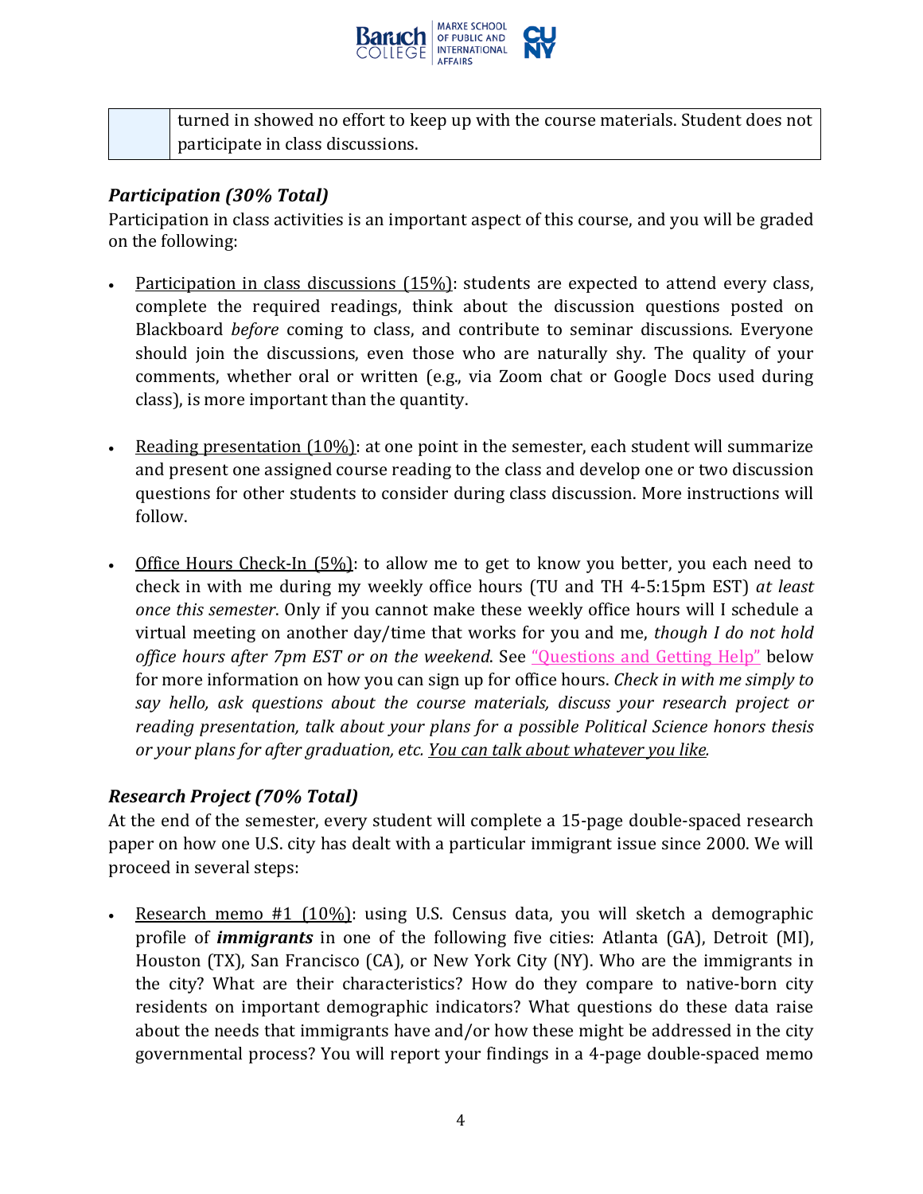| | turned in showed no effort to keep up with the course materials. Student does not participate in class discussions. |
|---|---|

### *Participation (30% Total)*

Participation in class activities is an important aspect of this course, and you will be graded on the following:

- Participation in class discussions (15%): students are expected to attend every class, complete the required readings, think about the discussion questions posted on Blackboard *before* coming to class, and contribute to seminar discussions. Everyone should join the discussions, even those who are naturally shy. The quality of your comments, whether oral or written (e.g., via Zoom chat or Google Docs used during class), is more important than the quantity.

- Reading presentation (10%): at one point in the semester, each student will summarize and present one assigned course reading to the class and develop one or two discussion questions for other students to consider during class discussion. More instructions will follow.

- Office Hours Check-In (5%): to allow me to get to know you better, you each need to check in with me during my weekly office hours (TU and TH 4-5:15pm EST) *at least once this semester*. Only if you cannot make these weekly office hours will I schedule a virtual meeting on another day/time that works for you and me, *though I do not hold office hours after 7pm EST or on the weekend*. See "Questions and Getting Help" below for more information on how you can sign up for office hours. *Check in with me simply to say hello, ask questions about the course materials, discuss your research project or reading presentation, talk about your plans for a possible Political Science honors thesis or your plans for after graduation, etc. You can talk about whatever you like.*

### *Research Project (70% Total)*

At the end of the semester, every student will complete a 15-page double-spaced research paper on how one U.S. city has dealt with a particular immigrant issue since 2000. We will proceed in several steps:

- Research memo #1 (10%): using U.S. Census data, you will sketch a demographic profile of ***immigrants*** in one of the following five cities: Atlanta (GA), Detroit (MI), Houston (TX), San Francisco (CA), or New York City (NY). Who are the immigrants in the city? What are their characteristics? How do they compare to native-born city residents on important demographic indicators? What questions do these data raise about the needs that immigrants have and/or how these might be addressed in the city governmental process? You will report your findings in a 4-page double-spaced memo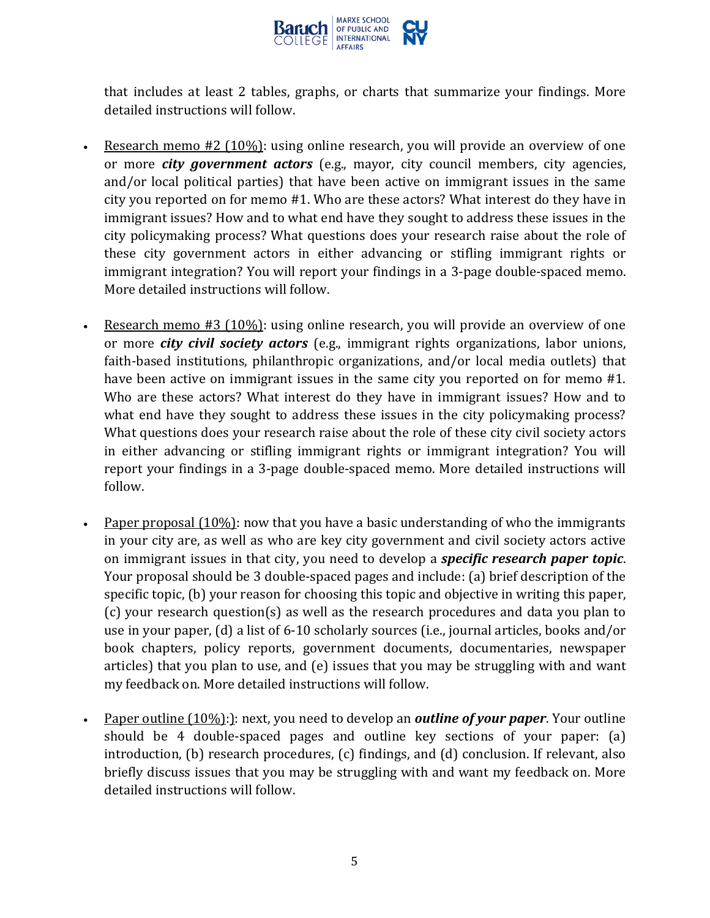that includes at least 2 tables, graphs, or charts that summarize your findings. More detailed instructions will follow.

- Research memo #2 (10%): using online research, you will provide an overview of one or more ***city government actors*** (e.g., mayor, city council members, city agencies, and/or local political parties) that have been active on immigrant issues in the same city you reported on for memo #1. Who are these actors? What interest do they have in immigrant issues? How and to what end have they sought to address these issues in the city policymaking process? What questions does your research raise about the role of these city government actors in either advancing or stifling immigrant rights or immigrant integration? You will report your findings in a 3-page double-spaced memo. More detailed instructions will follow.

- Research memo #3 (10%): using online research, you will provide an overview of one or more ***city civil society actors*** (e.g., immigrant rights organizations, labor unions, faith-based institutions, philanthropic organizations, and/or local media outlets) that have been active on immigrant issues in the same city you reported on for memo #1. Who are these actors? What interest do they have in immigrant issues? How and to what end have they sought to address these issues in the city policymaking process? What questions does your research raise about the role of these city civil society actors in either advancing or stifling immigrant rights or immigrant integration? You will report your findings in a 3-page double-spaced memo. More detailed instructions will follow.

- Paper proposal (10%): now that you have a basic understanding of who the immigrants in your city are, as well as who are key city government and civil society actors active on immigrant issues in that city, you need to develop a ***specific research paper topic***. Your proposal should be 3 double-spaced pages and include: (a) brief description of the specific topic, (b) your reason for choosing this topic and objective in writing this paper, (c) your research question(s) as well as the research procedures and data you plan to use in your paper, (d) a list of 6-10 scholarly sources (i.e., journal articles, books and/or book chapters, policy reports, government documents, documentaries, newspaper articles) that you plan to use, and (e) issues that you may be struggling with and want my feedback on. More detailed instructions will follow.

- Paper outline (10%):): next, you need to develop an ***outline of your paper***. Your outline should be 4 double-spaced pages and outline key sections of your paper: (a) introduction, (b) research procedures, (c) findings, and (d) conclusion. If relevant, also briefly discuss issues that you may be struggling with and want my feedback on. More detailed instructions will follow.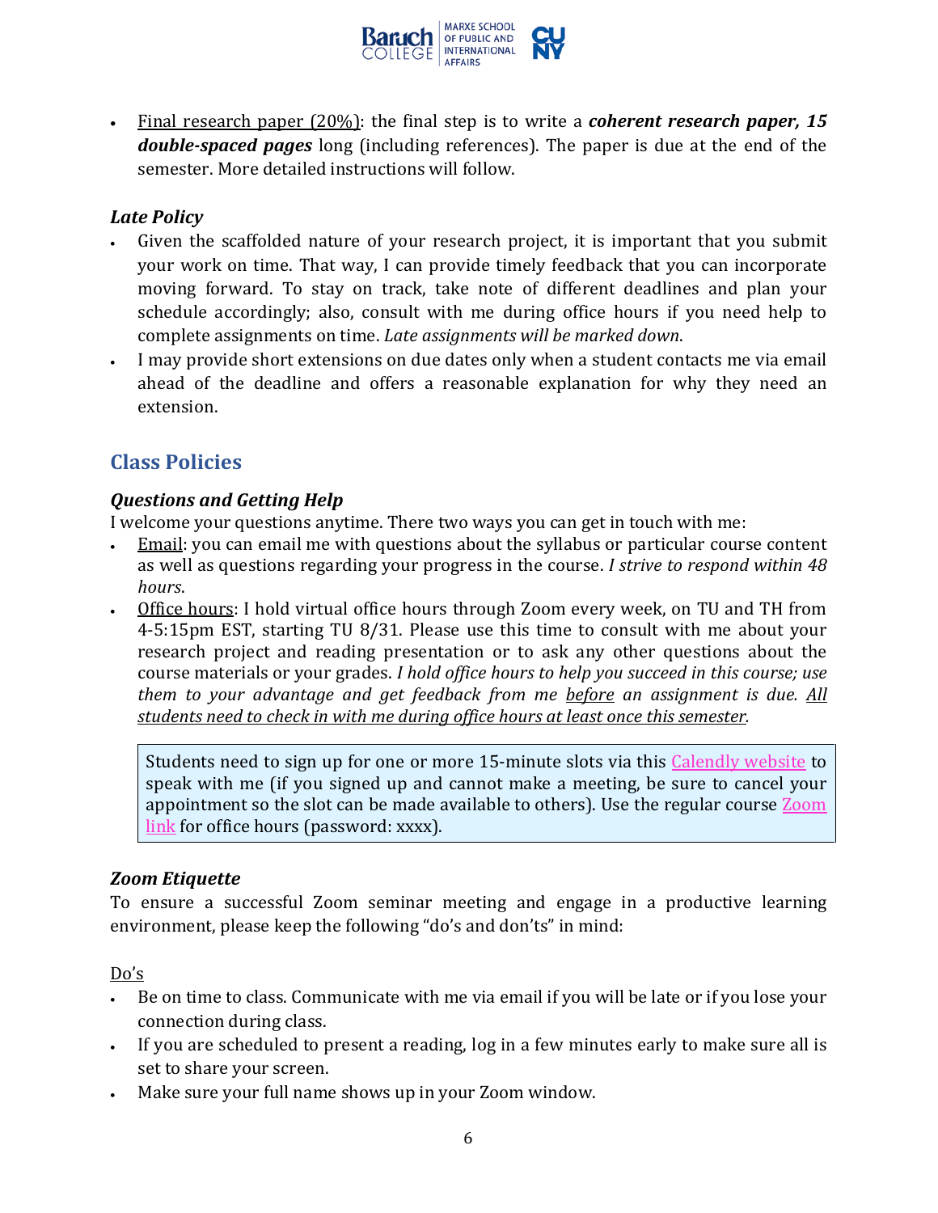- Final research paper (20%): the final step is to write a ***coherent research paper, 15 double-spaced pages*** long (including references). The paper is due at the end of the semester. More detailed instructions will follow.

### *Late Policy*

- Given the scaffolded nature of your research project, it is important that you submit your work on time. That way, I can provide timely feedback that you can incorporate moving forward. To stay on track, take note of different deadlines and plan your schedule accordingly; also, consult with me during office hours if you need help to complete assignments on time. *Late assignments will be marked down*.
- I may provide short extensions on due dates only when a student contacts me via email ahead of the deadline and offers a reasonable explanation for why they need an extension.

## Class Policies

### *Questions and Getting Help*

I welcome your questions anytime. There two ways you can get in touch with me:

- Email: you can email me with questions about the syllabus or particular course content as well as questions regarding your progress in the course. *I strive to respond within 48 hours*.
- Office hours: I hold virtual office hours through Zoom every week, on TU and TH from 4-5:15pm EST, starting TU 8/31. Please use this time to consult with me about your research project and reading presentation or to ask any other questions about the course materials or your grades. *I hold office hours to help you succeed in this course; use them to your advantage and get feedback from me before an assignment is due. All students need to check in with me during office hours at least once this semester.*

> Students need to sign up for one or more 15-minute slots via this Calendly website to speak with me (if you signed up and cannot make a meeting, be sure to cancel your appointment so the slot can be made available to others). Use the regular course Zoom link for office hours (password: xxxx).

### *Zoom Etiquette*

To ensure a successful Zoom seminar meeting and engage in a productive learning environment, please keep the following "do's and don'ts" in mind:

Do's

- Be on time to class. Communicate with me via email if you will be late or if you lose your connection during class.
- If you are scheduled to present a reading, log in a few minutes early to make sure all is set to share your screen.
- Make sure your full name shows up in your Zoom window.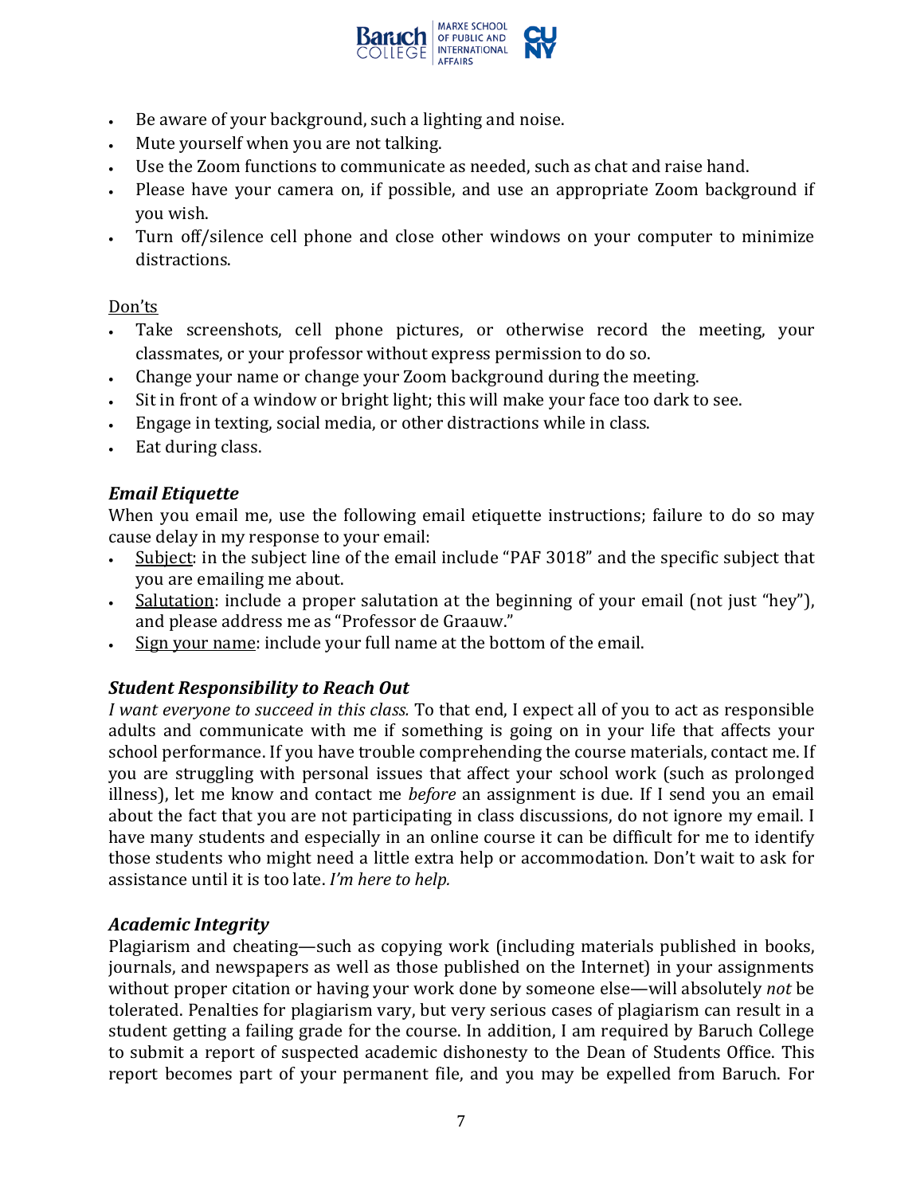- Be aware of your background, such a lighting and noise.
- Mute yourself when you are not talking.
- Use the Zoom functions to communicate as needed, such as chat and raise hand.
- Please have your camera on, if possible, and use an appropriate Zoom background if you wish.
- Turn off/silence cell phone and close other windows on your computer to minimize distractions.

<u>Don'ts</u>

- Take screenshots, cell phone pictures, or otherwise record the meeting, your classmates, or your professor without express permission to do so.
- Change your name or change your Zoom background during the meeting.
- Sit in front of a window or bright light; this will make your face too dark to see.
- Engage in texting, social media, or other distractions while in class.
- Eat during class.

### *Email Etiquette*

When you email me, use the following email etiquette instructions; failure to do so may cause delay in my response to your email:

- <u>Subject</u>: in the subject line of the email include "PAF 3018" and the specific subject that you are emailing me about.
- <u>Salutation</u>: include a proper salutation at the beginning of your email (not just "hey"), and please address me as "Professor de Graauw."
- <u>Sign your name</u>: include your full name at the bottom of the email.

### *Student Responsibility to Reach Out*

*I want everyone to succeed in this class.* To that end, I expect all of you to act as responsible adults and communicate with me if something is going on in your life that affects your school performance. If you have trouble comprehending the course materials, contact me. If you are struggling with personal issues that affect your school work (such as prolonged illness), let me know and contact me *before* an assignment is due. If I send you an email about the fact that you are not participating in class discussions, do not ignore my email. I have many students and especially in an online course it can be difficult for me to identify those students who might need a little extra help or accommodation. Don't wait to ask for assistance until it is too late. *I'm here to help.*

### *Academic Integrity*

Plagiarism and cheating—such as copying work (including materials published in books, journals, and newspapers as well as those published on the Internet) in your assignments without proper citation or having your work done by someone else—will absolutely *not* be tolerated. Penalties for plagiarism vary, but very serious cases of plagiarism can result in a student getting a failing grade for the course. In addition, I am required by Baruch College to submit a report of suspected academic dishonesty to the Dean of Students Office. This report becomes part of your permanent file, and you may be expelled from Baruch. For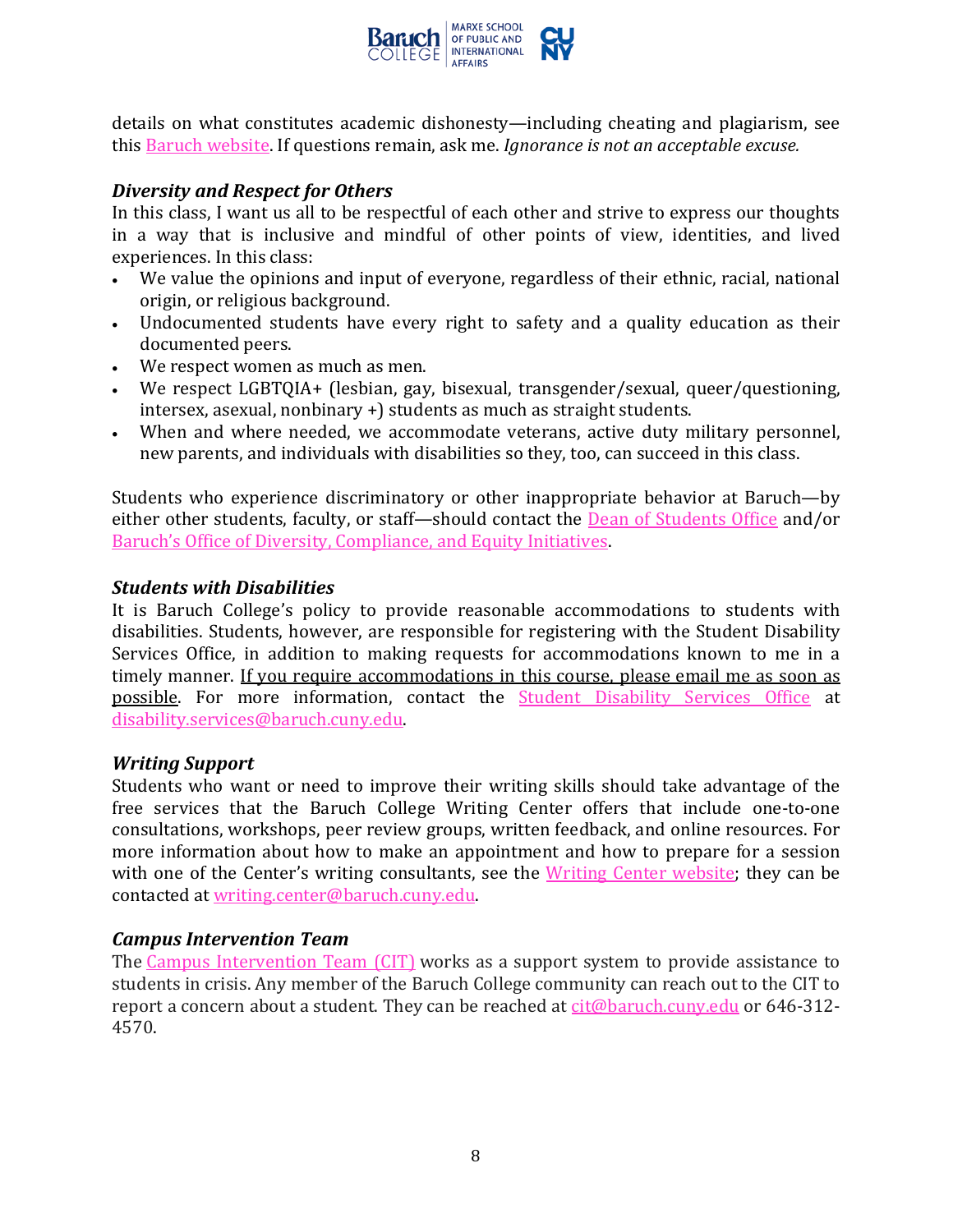details on what constitutes academic dishonesty—including cheating and plagiarism, see this [Baruch website](). If questions remain, ask me. *Ignorance is not an acceptable excuse.*

### *Diversity and Respect for Others*

In this class, I want us all to be respectful of each other and strive to express our thoughts in a way that is inclusive and mindful of other points of view, identities, and lived experiences. In this class:

- We value the opinions and input of everyone, regardless of their ethnic, racial, national origin, or religious background.
- Undocumented students have every right to safety and a quality education as their documented peers.
- We respect women as much as men.
- We respect LGBTQIA+ (lesbian, gay, bisexual, transgender/sexual, queer/questioning, intersex, asexual, nonbinary +) students as much as straight students.
- When and where needed, we accommodate veterans, active duty military personnel, new parents, and individuals with disabilities so they, too, can succeed in this class.

Students who experience discriminatory or other inappropriate behavior at Baruch—by either other students, faculty, or staff—should contact the Dean of Students Office and/or Baruch's Office of Diversity, Compliance, and Equity Initiatives.

### *Students with Disabilities*

It is Baruch College's policy to provide reasonable accommodations to students with disabilities. Students, however, are responsible for registering with the Student Disability Services Office, in addition to making requests for accommodations known to me in a timely manner. <u>If you require accommodations in this course, please email me as soon as possible</u>. For more information, contact the Student Disability Services Office at disability.services@baruch.cuny.edu.

### *Writing Support*

Students who want or need to improve their writing skills should take advantage of the free services that the Baruch College Writing Center offers that include one-to-one consultations, workshops, peer review groups, written feedback, and online resources. For more information about how to make an appointment and how to prepare for a session with one of the Center's writing consultants, see the Writing Center website; they can be contacted at writing.center@baruch.cuny.edu.

### *Campus Intervention Team*

The Campus Intervention Team (CIT) works as a support system to provide assistance to students in crisis. Any member of the Baruch College community can reach out to the CIT to report a concern about a student. They can be reached at cit@baruch.cuny.edu or 646-312-4570.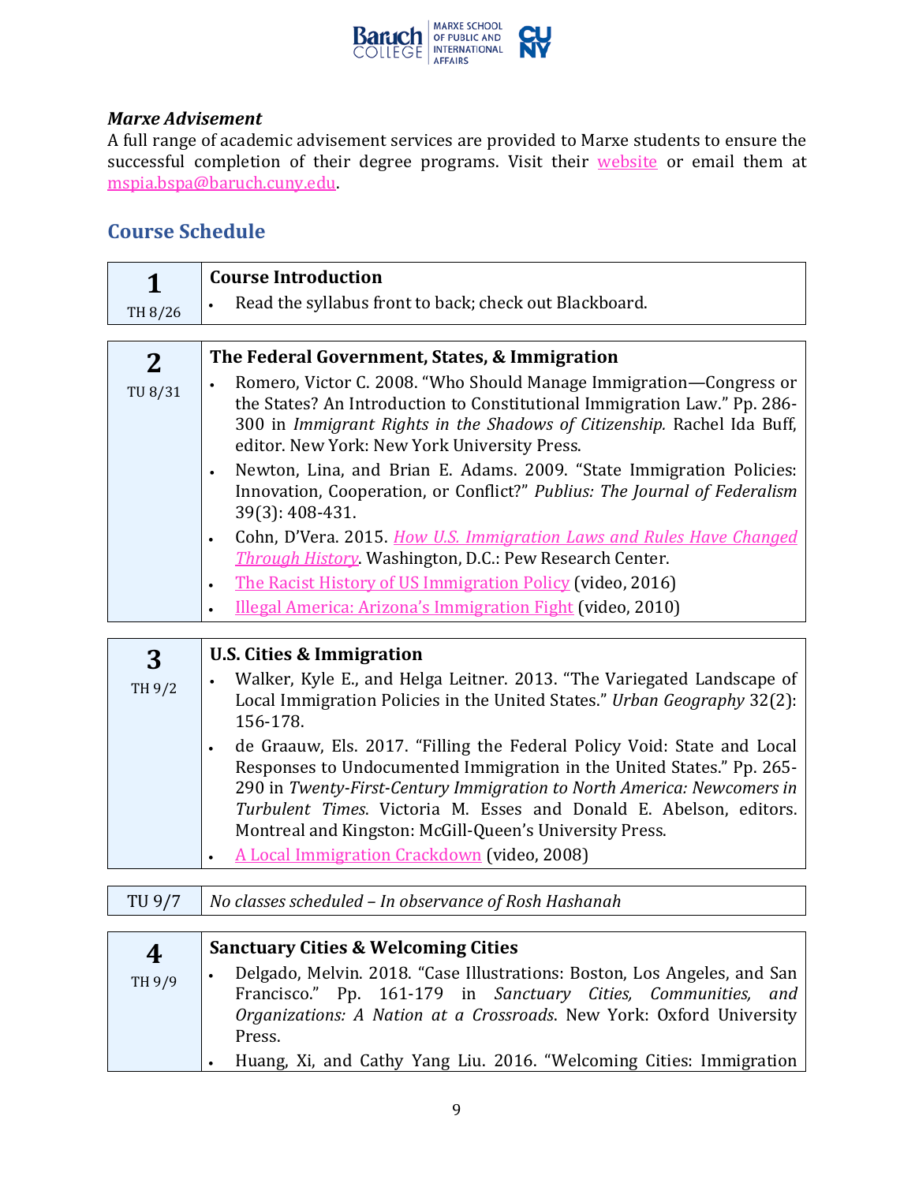***Marxe Advisement***

A full range of academic advisement services are provided to Marxe students to ensure the successful completion of their degree programs. Visit their website or email them at mspia.bspa@baruch.cuny.edu.

## Course Schedule

| | |
|---|---|
| **1**<br>TH 8/26 | **Course Introduction**<br>• Read the syllabus front to back; check out Blackboard. |

| | |
|---|---|
| **2**<br>TU 8/31 | **The Federal Government, States, & Immigration**<br>• Romero, Victor C. 2008. "Who Should Manage Immigration—Congress or the States? An Introduction to Constitutional Immigration Law." Pp. 286-300 in *Immigrant Rights in the Shadows of Citizenship.* Rachel Ida Buff, editor. New York: New York University Press.<br>• Newton, Lina, and Brian E. Adams. 2009. "State Immigration Policies: Innovation, Cooperation, or Conflict?" *Publius: The Journal of Federalism* 39(3): 408-431.<br>• Cohn, D'Vera. 2015. *How U.S. Immigration Laws and Rules Have Changed Through History*. Washington, D.C.: Pew Research Center.<br>• The Racist History of US Immigration Policy (video, 2016)<br>• Illegal America: Arizona's Immigration Fight (video, 2010) |

| | |
|---|---|
| **3**<br>TH 9/2 | **U.S. Cities & Immigration**<br>• Walker, Kyle E., and Helga Leitner. 2013. "The Variegated Landscape of Local Immigration Policies in the United States." *Urban Geography* 32(2): 156-178.<br>• de Graauw, Els. 2017. "Filling the Federal Policy Void: State and Local Responses to Undocumented Immigration in the United States." Pp. 265-290 in *Twenty-First-Century Immigration to North America: Newcomers in Turbulent Times*. Victoria M. Esses and Donald E. Abelson, editors. Montreal and Kingston: McGill-Queen's University Press.<br>• A Local Immigration Crackdown (video, 2008) |

| | |
|---|---|
| TU 9/7 | *No classes scheduled – In observance of Rosh Hashanah* |

| | |
|---|---|
| **4**<br>TH 9/9 | **Sanctuary Cities & Welcoming Cities**<br>• Delgado, Melvin. 2018. "Case Illustrations: Boston, Los Angeles, and San Francisco." Pp. 161-179 in *Sanctuary Cities, Communities, and Organizations: A Nation at a Crossroads*. New York: Oxford University Press.<br>• Huang, Xi, and Cathy Yang Liu. 2016. "Welcoming Cities: Immigration |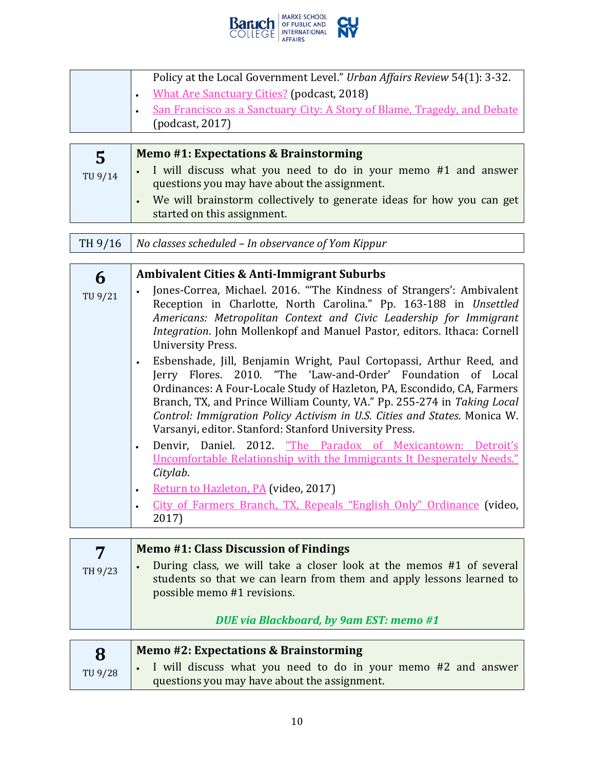| | |
|---|---|
| | Policy at the Local Government Level." *Urban Affairs Review* 54(1): 3-32.<br>• What Are Sanctuary Cities? (podcast, 2018)<br>• San Francisco as a Sanctuary City: A Story of Blame, Tragedy, and Debate (podcast, 2017) |

| | |
|---|---|
| **5**<br>TU 9/14 | **Memo #1: Expectations & Brainstorming**<br>• I will discuss what you need to do in your memo #1 and answer questions you may have about the assignment.<br>• We will brainstorm collectively to generate ideas for how you can get started on this assignment. |

| | |
|---|---|
| TH 9/16 | *No classes scheduled – In observance of Yom Kippur* |

| | |
|---|---|
| **6**<br>TU 9/21 | **Ambivalent Cities & Anti-Immigrant Suburbs**<br>• Jones-Correa, Michael. 2016. "'The Kindness of Strangers': Ambivalent Reception in Charlotte, North Carolina." Pp. 163-188 in *Unsettled Americans: Metropolitan Context and Civic Leadership for Immigrant Integration*. John Mollenkopf and Manuel Pastor, editors. Ithaca: Cornell University Press.<br>• Esbenshade, Jill, Benjamin Wright, Paul Cortopassi, Arthur Reed, and Jerry Flores. 2010. "The 'Law-and-Order' Foundation of Local Ordinances: A Four-Locale Study of Hazleton, PA, Escondido, CA, Farmers Branch, TX, and Prince William County, VA." Pp. 255-274 in *Taking Local Control: Immigration Policy Activism in U.S. Cities and States*. Monica W. Varsanyi, editor. Stanford: Stanford University Press.<br>• Denvir, Daniel. 2012. "The Paradox of Mexicantown: Detroit's Uncomfortable Relationship with the Immigrants It Desperately Needs." *Citylab*.<br>• Return to Hazleton, PA (video, 2017)<br>• City of Farmers Branch, TX, Repeals "English Only" Ordinance (video, 2017) |

| | |
|---|---|
| **7**<br>TH 9/23 | **Memo #1: Class Discussion of Findings**<br>• During class, we will take a closer look at the memos #1 of several students so that we can learn from them and apply lessons learned to possible memo #1 revisions.<br>***DUE via Blackboard, by 9am EST: memo #1*** |

| | |
|---|---|
| **8**<br>TU 9/28 | **Memo #2: Expectations & Brainstorming**<br>• I will discuss what you need to do in your memo #2 and answer questions you may have about the assignment. |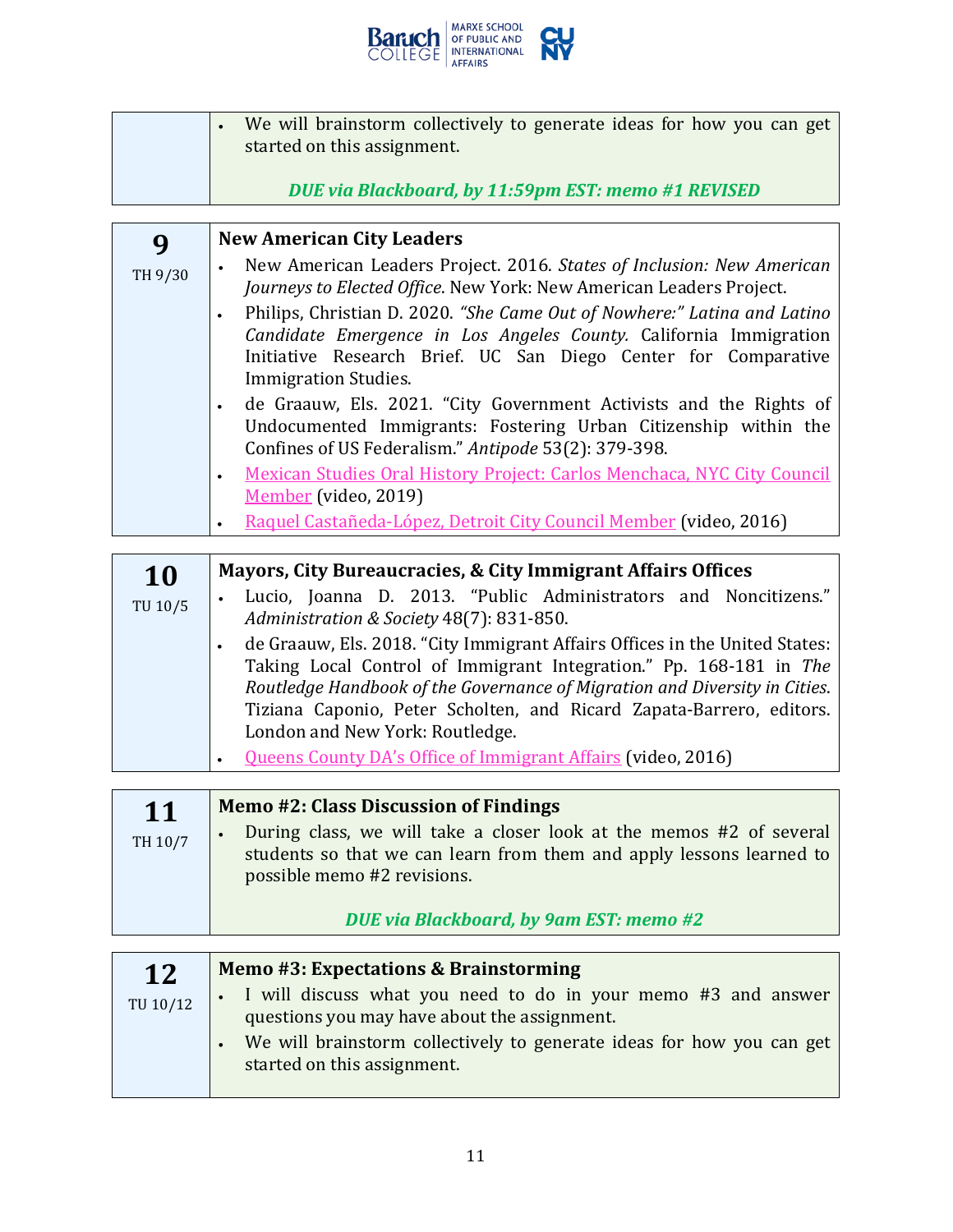|  |  |
|---|---|
|  | • We will brainstorm collectively to generate ideas for how you can get started on this assignment.<br><br>***DUE via Blackboard, by 11:59pm EST: memo #1 REVISED*** |

| **9**<br>TH 9/30 | **New American City Leaders**<br>• New American Leaders Project. 2016. *States of Inclusion: New American Journeys to Elected Office*. New York: New American Leaders Project.<br>• Philips, Christian D. 2020. *"She Came Out of Nowhere:" Latina and Latino Candidate Emergence in Los Angeles County.* California Immigration Initiative Research Brief. UC San Diego Center for Comparative Immigration Studies.<br>• de Graauw, Els. 2021. "City Government Activists and the Rights of Undocumented Immigrants: Fostering Urban Citizenship within the Confines of US Federalism." *Antipode* 53(2): 379-398.<br>• Mexican Studies Oral History Project: Carlos Menchaca, NYC City Council Member (video, 2019)<br>• Raquel Castañeda-López, Detroit City Council Member (video, 2016) |
|---|---|

| **10**<br>TU 10/5 | **Mayors, City Bureaucracies, & City Immigrant Affairs Offices**<br>• Lucio, Joanna D. 2013. "Public Administrators and Noncitizens." *Administration & Society* 48(7): 831-850.<br>• de Graauw, Els. 2018. "City Immigrant Affairs Offices in the United States: Taking Local Control of Immigrant Integration." Pp. 168-181 in *The Routledge Handbook of the Governance of Migration and Diversity in Cities*. Tiziana Caponio, Peter Scholten, and Ricard Zapata-Barrero, editors. London and New York: Routledge.<br>• Queens County DA's Office of Immigrant Affairs (video, 2016) |
|---|---|

| **11**<br>TH 10/7 | **Memo #2: Class Discussion of Findings**<br>• During class, we will take a closer look at the memos #2 of several students so that we can learn from them and apply lessons learned to possible memo #2 revisions.<br><br>***DUE via Blackboard, by 9am EST: memo #2*** |
|---|---|

| **12**<br>TU 10/12 | **Memo #3: Expectations & Brainstorming**<br>• I will discuss what you need to do in your memo #3 and answer questions you may have about the assignment.<br>• We will brainstorm collectively to generate ideas for how you can get started on this assignment. |
|---|---|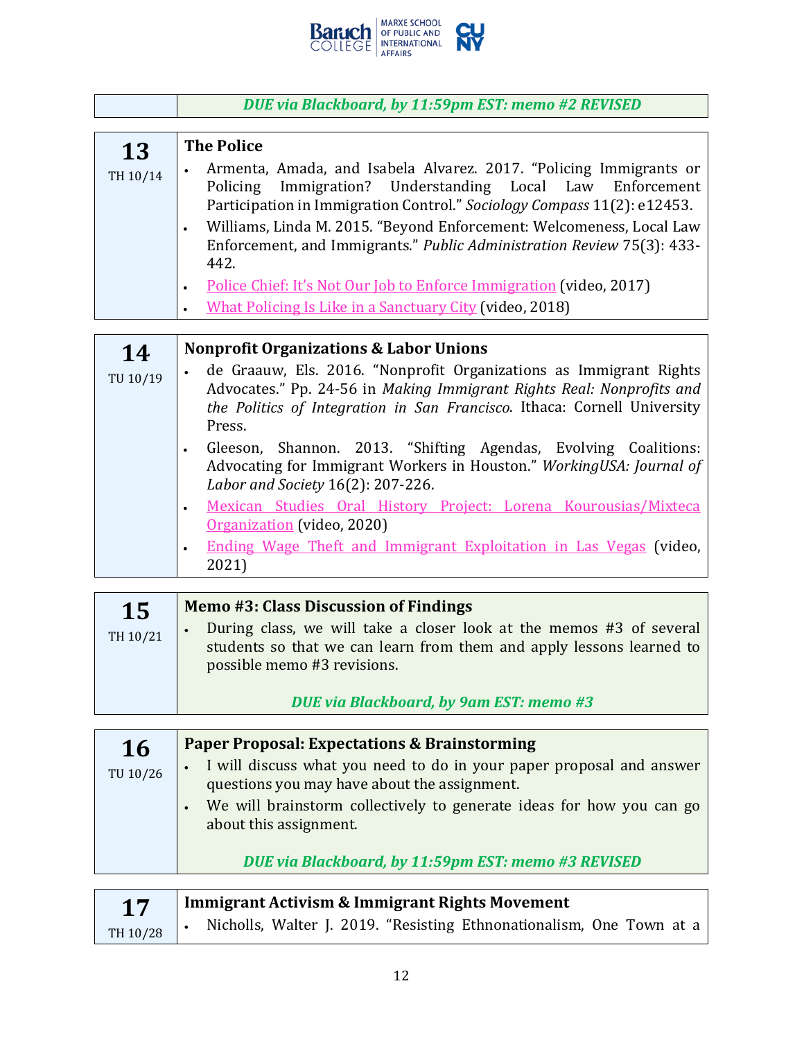| | *DUE via Blackboard, by 11:59pm EST: memo #2 REVISED* |
|---|---|

| **13**<br>TH 10/14 | **The Police**<br>• Armenta, Amada, and Isabela Alvarez. 2017. "Policing Immigrants or Policing Immigration? Understanding Local Law Enforcement Participation in Immigration Control." *Sociology Compass* 11(2): e12453.<br>• Williams, Linda M. 2015. "Beyond Enforcement: Welcomeness, Local Law Enforcement, and Immigrants." *Public Administration Review* 75(3): 433-442.<br>• Police Chief: It's Not Our Job to Enforce Immigration (video, 2017)<br>• What Policing Is Like in a Sanctuary City (video, 2018) |
|---|---|

| **14**<br>TU 10/19 | **Nonprofit Organizations & Labor Unions**<br>• de Graauw, Els. 2016. "Nonprofit Organizations as Immigrant Rights Advocates." Pp. 24-56 in *Making Immigrant Rights Real: Nonprofits and the Politics of Integration in San Francisco*. Ithaca: Cornell University Press.<br>• Gleeson, Shannon. 2013. "Shifting Agendas, Evolving Coalitions: Advocating for Immigrant Workers in Houston." *WorkingUSA: Journal of Labor and Society* 16(2): 207-226.<br>• Mexican Studies Oral History Project: Lorena Kourousias/Mixteca Organization (video, 2020)<br>• Ending Wage Theft and Immigrant Exploitation in Las Vegas (video, 2021) |
|---|---|

| **15**<br>TH 10/21 | **Memo #3: Class Discussion of Findings**<br>• During class, we will take a closer look at the memos #3 of several students so that we can learn from them and apply lessons learned to possible memo #3 revisions.<br><br>*DUE via Blackboard, by 9am EST: memo #3* |
|---|---|

| **16**<br>TU 10/26 | **Paper Proposal: Expectations & Brainstorming**<br>• I will discuss what you need to do in your paper proposal and answer questions you may have about the assignment.<br>• We will brainstorm collectively to generate ideas for how you can go about this assignment.<br><br>*DUE via Blackboard, by 11:59pm EST: memo #3 REVISED* |
|---|---|

| **17**<br>TH 10/28 | **Immigrant Activism & Immigrant Rights Movement**<br>• Nicholls, Walter J. 2019. "Resisting Ethnonationalism, One Town at a |
|---|---|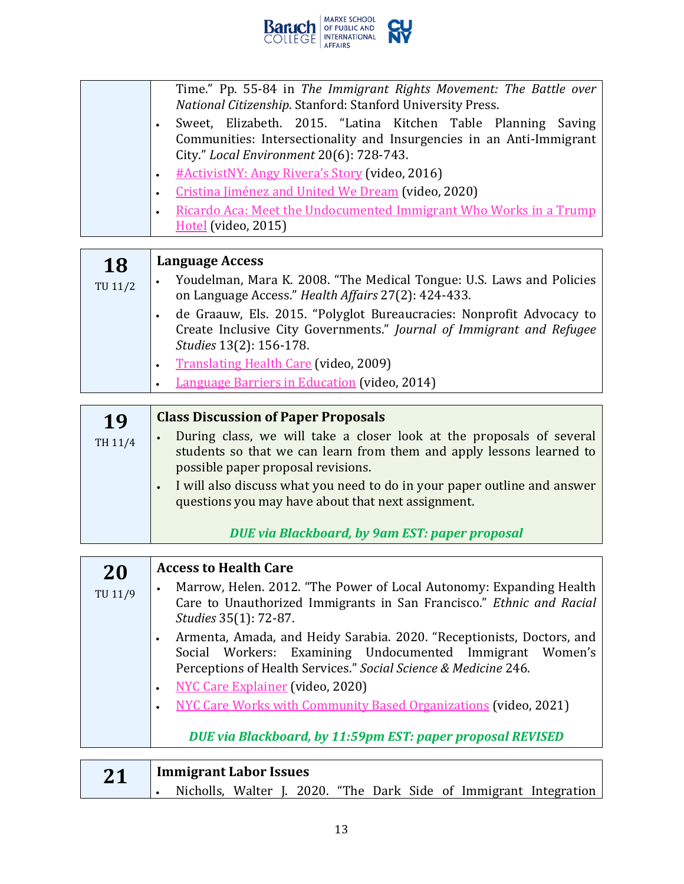| | |
|---|---|
| | Time." Pp. 55-84 in *The Immigrant Rights Movement: The Battle over National Citizenship*. Stanford: Stanford University Press.<br>• Sweet, Elizabeth. 2015. "Latina Kitchen Table Planning Saving Communities: Intersectionality and Insurgencies in an Anti-Immigrant City." *Local Environment* 20(6): 728-743.<br>• #ActivistNY: Angy Rivera's Story (video, 2016)<br>• Cristina Jiménez and United We Dream (video, 2020)<br>• Ricardo Aca: Meet the Undocumented Immigrant Who Works in a Trump Hotel (video, 2015) |

| | |
|---|---|
| **18**<br>TU 11/2 | **Language Access**<br>• Youdelman, Mara K. 2008. "The Medical Tongue: U.S. Laws and Policies on Language Access." *Health Affairs* 27(2): 424-433.<br>• de Graauw, Els. 2015. "Polyglot Bureaucracies: Nonprofit Advocacy to Create Inclusive City Governments." *Journal of Immigrant and Refugee Studies* 13(2): 156-178.<br>• Translating Health Care (video, 2009)<br>• Language Barriers in Education (video, 2014) |

| | |
|---|---|
| **19**<br>TH 11/4 | **Class Discussion of Paper Proposals**<br>• During class, we will take a closer look at the proposals of several students so that we can learn from them and apply lessons learned to possible paper proposal revisions.<br>• I will also discuss what you need to do in your paper outline and answer questions you may have about that next assignment.<br><br>***DUE via Blackboard, by 9am EST: paper proposal*** |

| | |
|---|---|
| **20**<br>TU 11/9 | **Access to Health Care**<br>• Marrow, Helen. 2012. "The Power of Local Autonomy: Expanding Health Care to Unauthorized Immigrants in San Francisco." *Ethnic and Racial Studies* 35(1): 72-87.<br>• Armenta, Amada, and Heidy Sarabia. 2020. "Receptionists, Doctors, and Social Workers: Examining Undocumented Immigrant Women's Perceptions of Health Services." *Social Science & Medicine* 246.<br>• NYC Care Explainer (video, 2020)<br>• NYC Care Works with Community Based Organizations (video, 2021)<br><br>***DUE via Blackboard, by 11:59pm EST: paper proposal REVISED*** |

| | |
|---|---|
| **21** | **Immigrant Labor Issues**<br>• Nicholls, Walter J. 2020. "The Dark Side of Immigrant Integration |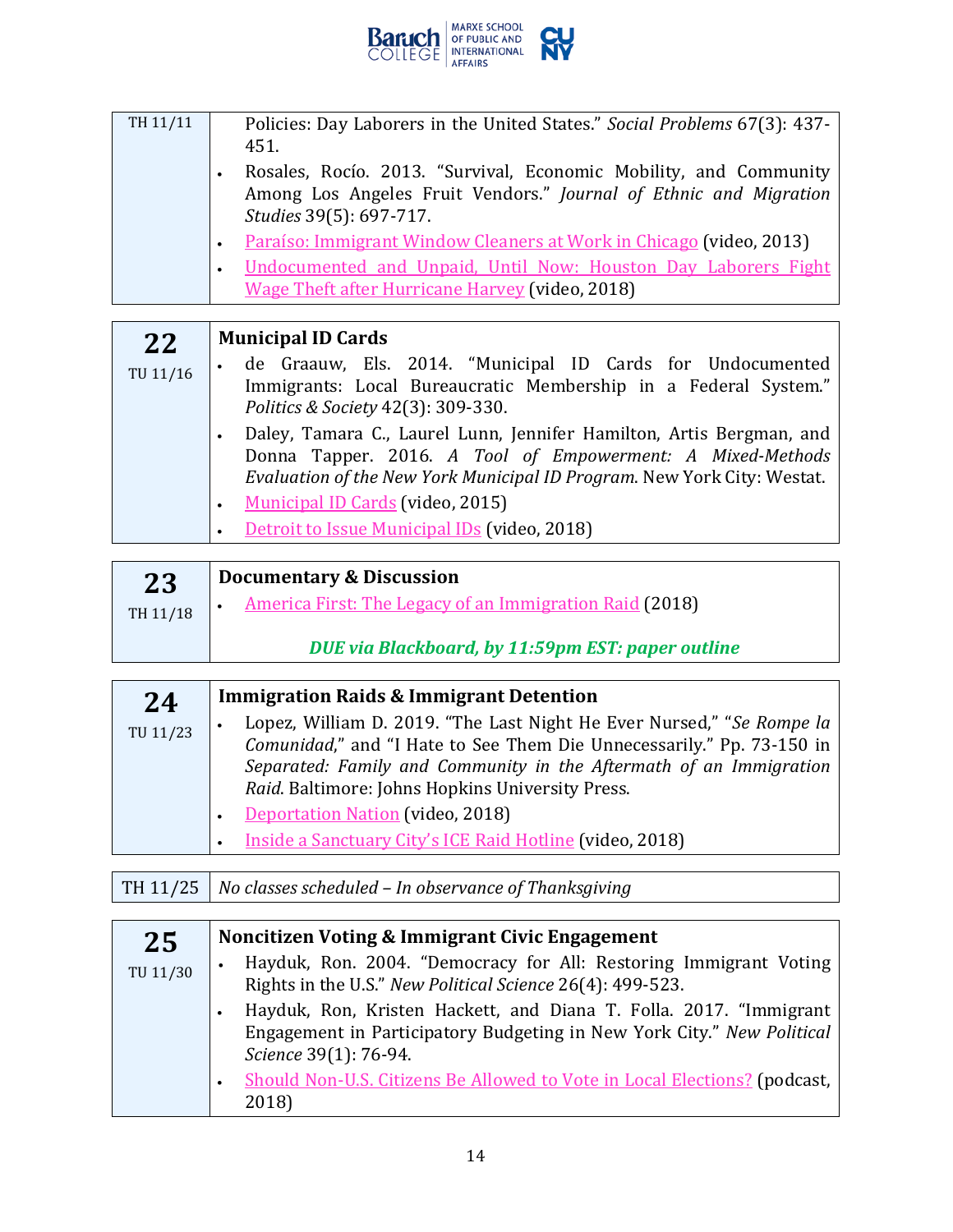| | |
|---|---|
| TH 11/11 | Policies: Day Laborers in the United States." *Social Problems* 67(3): 437-451.<br>• Rosales, Rocío. 2013. "Survival, Economic Mobility, and Community Among Los Angeles Fruit Vendors." *Journal of Ethnic and Migration Studies* 39(5): 697-717.<br>• Paraíso: Immigrant Window Cleaners at Work in Chicago (video, 2013)<br>• Undocumented and Unpaid, Until Now: Houston Day Laborers Fight Wage Theft after Hurricane Harvey (video, 2018) |

| | |
|---|---|
| **22**<br>TU 11/16 | **Municipal ID Cards**<br>• de Graauw, Els. 2014. "Municipal ID Cards for Undocumented Immigrants: Local Bureaucratic Membership in a Federal System." *Politics & Society* 42(3): 309-330.<br>• Daley, Tamara C., Laurel Lunn, Jennifer Hamilton, Artis Bergman, and Donna Tapper. 2016. *A Tool of Empowerment: A Mixed-Methods Evaluation of the New York Municipal ID Program*. New York City: Westat.<br>• Municipal ID Cards (video, 2015)<br>• Detroit to Issue Municipal IDs (video, 2018) |

| | |
|---|---|
| **23**<br>TH 11/18 | **Documentary & Discussion**<br>• America First: The Legacy of an Immigration Raid (2018)<br><br>***DUE via Blackboard, by 11:59pm EST: paper outline*** |

| | |
|---|---|
| **24**<br>TU 11/23 | **Immigration Raids & Immigrant Detention**<br>• Lopez, William D. 2019. "The Last Night He Ever Nursed," "*Se Rompe la Comunidad*," and "I Hate to See Them Die Unnecessarily." Pp. 73-150 in *Separated: Family and Community in the Aftermath of an Immigration Raid*. Baltimore: Johns Hopkins University Press.<br>• Deportation Nation (video, 2018)<br>• Inside a Sanctuary City's ICE Raid Hotline (video, 2018) |

| | |
|---|---|
| TH 11/25 | *No classes scheduled – In observance of Thanksgiving* |

| | |
|---|---|
| **25**<br>TU 11/30 | **Noncitizen Voting & Immigrant Civic Engagement**<br>• Hayduk, Ron. 2004. "Democracy for All: Restoring Immigrant Voting Rights in the U.S." *New Political Science* 26(4): 499-523.<br>• Hayduk, Ron, Kristen Hackett, and Diana T. Folla. 2017. "Immigrant Engagement in Participatory Budgeting in New York City." *New Political Science* 39(1): 76-94.<br>• Should Non-U.S. Citizens Be Allowed to Vote in Local Elections? (podcast, 2018) |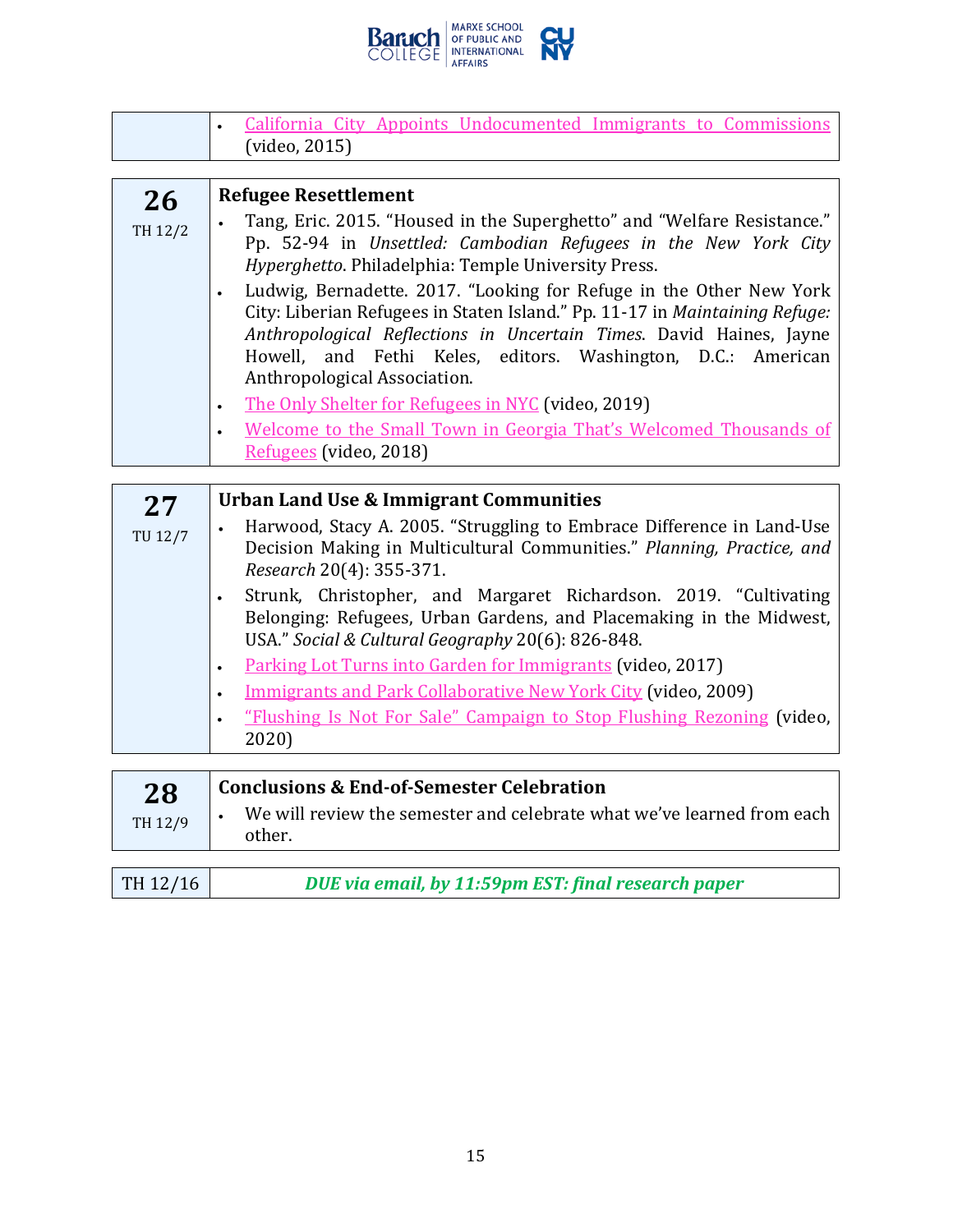| | |
|---|---|
| | • California City Appoints Undocumented Immigrants to Commissions (video, 2015) |
| **26**<br>TH 12/2 | **Refugee Resettlement**<br>• Tang, Eric. 2015. "Housed in the Superghetto" and "Welfare Resistance." Pp. 52-94 in *Unsettled: Cambodian Refugees in the New York City Hyperghetto*. Philadelphia: Temple University Press.<br>• Ludwig, Bernadette. 2017. "Looking for Refuge in the Other New York City: Liberian Refugees in Staten Island." Pp. 11-17 in *Maintaining Refuge: Anthropological Reflections in Uncertain Times*. David Haines, Jayne Howell, and Fethi Keles, editors. Washington, D.C.: American Anthropological Association.<br>• The Only Shelter for Refugees in NYC (video, 2019)<br>• Welcome to the Small Town in Georgia That's Welcomed Thousands of Refugees (video, 2018) |
| **27**<br>TU 12/7 | **Urban Land Use & Immigrant Communities**<br>• Harwood, Stacy A. 2005. "Struggling to Embrace Difference in Land-Use Decision Making in Multicultural Communities." *Planning, Practice, and Research* 20(4): 355-371.<br>• Strunk, Christopher, and Margaret Richardson. 2019. "Cultivating Belonging: Refugees, Urban Gardens, and Placemaking in the Midwest, USA." *Social & Cultural Geography* 20(6): 826-848.<br>• Parking Lot Turns into Garden for Immigrants (video, 2017)<br>• Immigrants and Park Collaborative New York City (video, 2009)<br>• "Flushing Is Not For Sale" Campaign to Stop Flushing Rezoning (video, 2020) |
| **28**<br>TH 12/9 | **Conclusions & End-of-Semester Celebration**<br>• We will review the semester and celebrate what we've learned from each other. |
| TH 12/16 | ***DUE via email, by 11:59pm EST: final research paper*** |